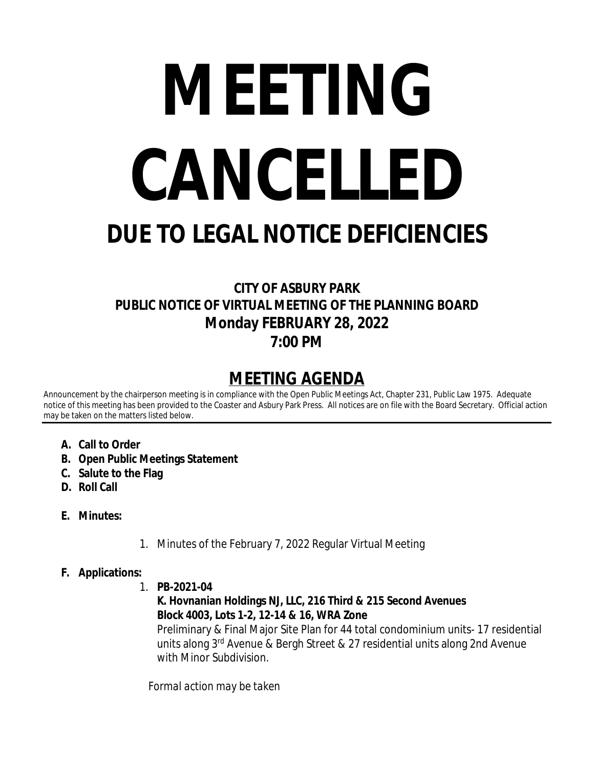# MEETING CANCELLED

## DUE TO LEGAL NOTICE DEFICIENCIES

### CITY OF ASBURY PARK
### PUBLIC NOTICE OF VIRTUAL MEETING OF THE PLANNING BOARD
### Monday FEBRUARY 28, 2022
### 7:00 PM

## MEETING AGENDA

Announcement by the chairperson meeting is in compliance with the Open Public Meetings Act, Chapter 231, Public Law 1975. Adequate notice of this meeting has been provided to the Coaster and Asbury Park Press. All notices are on file with the Board Secretary. Official action may be taken on the matters listed below.

---

- **A. Call to Order**
- **B. Open Public Meetings Statement**
- **C. Salute to the Flag**
- **D. Roll Call**

- **E. Minutes:**

    1. Minutes of the February 7, 2022 Regular Virtual Meeting

- **F. Applications:**

    1. **PB-2021-04**
       **K. Hovnanian Holdings NJ, LLC, 216 Third & 215 Second Avenues**
       **Block 4003, Lots 1-2, 12-14 & 16, WRA Zone**
       Preliminary & Final Major Site Plan for 44 total condominium units- 17 residential units along 3rd Avenue & Bergh Street & 27 residential units along 2nd Avenue with Minor Subdivision.

       *Formal action may be taken*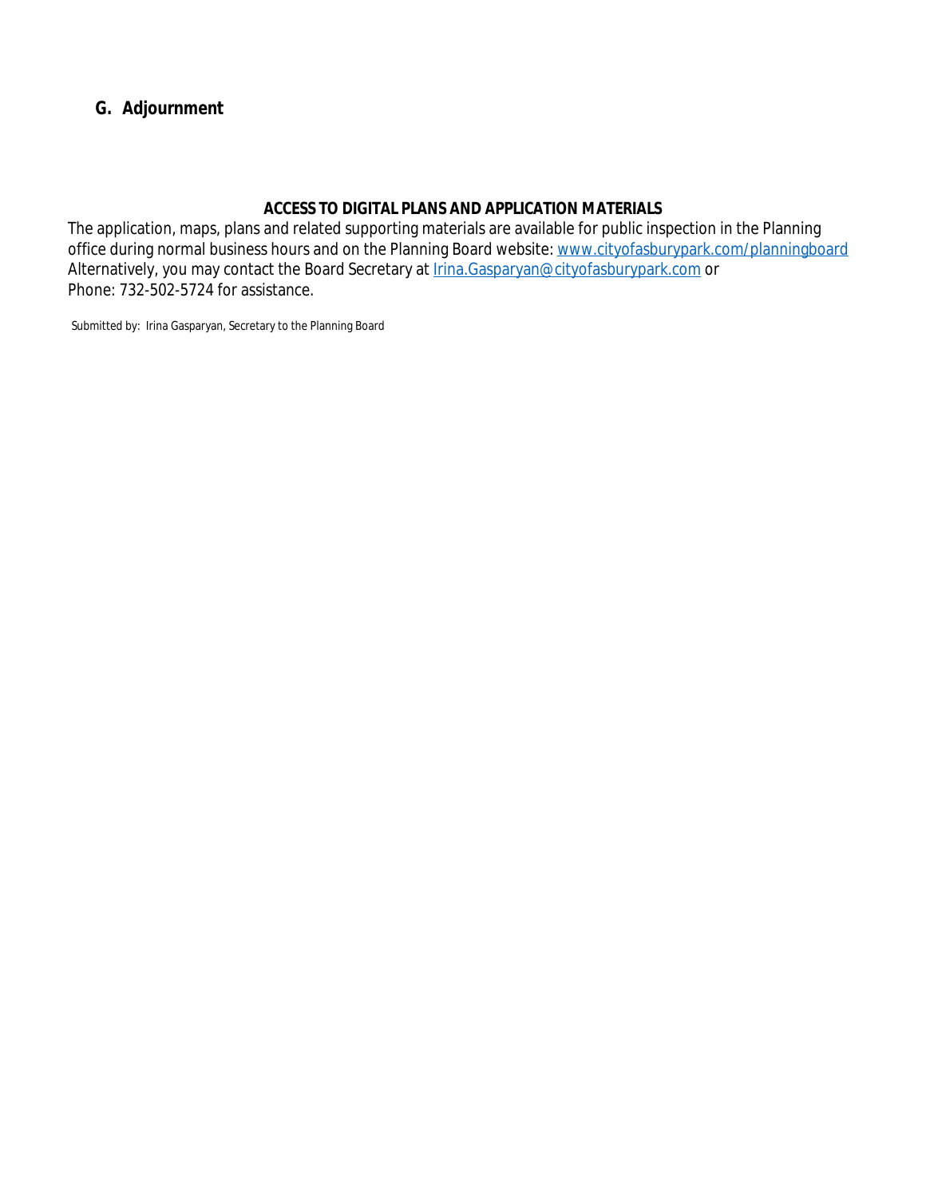## G. Adjournment

**ACCESS TO DIGITAL PLANS AND APPLICATION MATERIALS**

The application, maps, plans and related supporting materials are available for public inspection in the Planning office during normal business hours and on the Planning Board website: [www.cityofasburypark.com/planningboard](http://www.cityofasburypark.com/planningboard)
Alternatively, you may contact the Board Secretary at [Irina.Gasparyan@cityofasburypark.com](mailto:Irina.Gasparyan@cityofasburypark.com) or
Phone: 732-502-5724 for assistance.

Submitted by: Irina Gasparyan, Secretary to the Planning Board